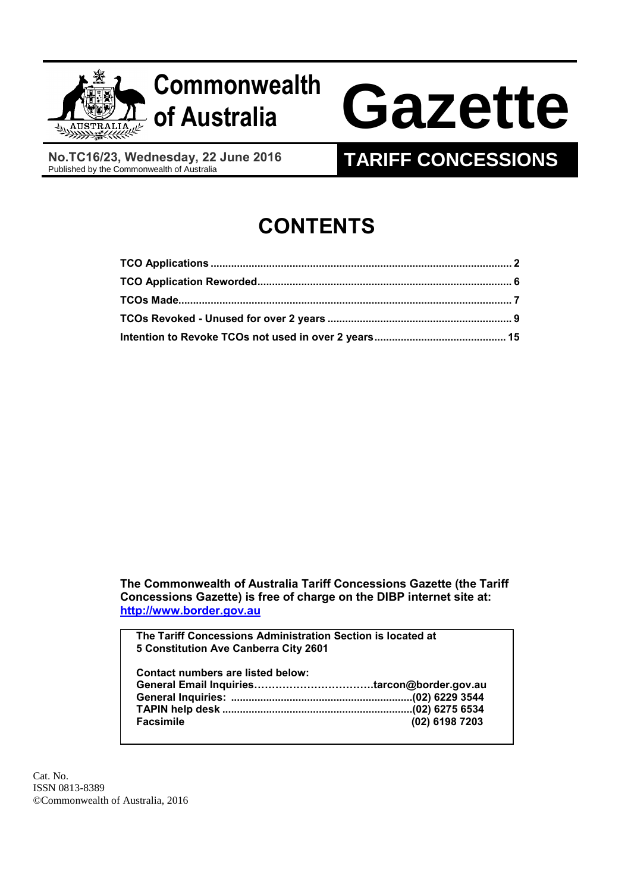# Commonwealth of Australia Gazette

**No.TC16/23, Wednesday, 22 June 2016**
Published by the Commonwealth of Australia

**TARIFF CONCESSIONS**

# CONTENTS

| | |
|---|---|
| **TCO Applications** | **2** |
| **TCO Application Reworded** | **6** |
| **TCOs Made** | **7** |
| **TCOs Revoked - Unused for over 2 years** | **9** |
| **Intention to Revoke TCOs not used in over 2 years** | **15** |

**The Commonwealth of Australia Tariff Concessions Gazette (the Tariff Concessions Gazette) is free of charge on the DIBP internet site at: http://www.border.gov.au**

**The Tariff Concessions Administration Section is located at 5 Constitution Ave Canberra City 2601**

**Contact numbers are listed below:**

| | |
|---|---|
| **General Email Inquiries** | **tarcon@border.gov.au** |
| **General Inquiries:** | **(02) 6229 3544** |
| **TAPIN help desk** | **(02) 6275 6534** |
| **Facsimile** | **(02) 6198 7203** |

Cat. No.
ISSN 0813-8389
©Commonwealth of Australia, 2016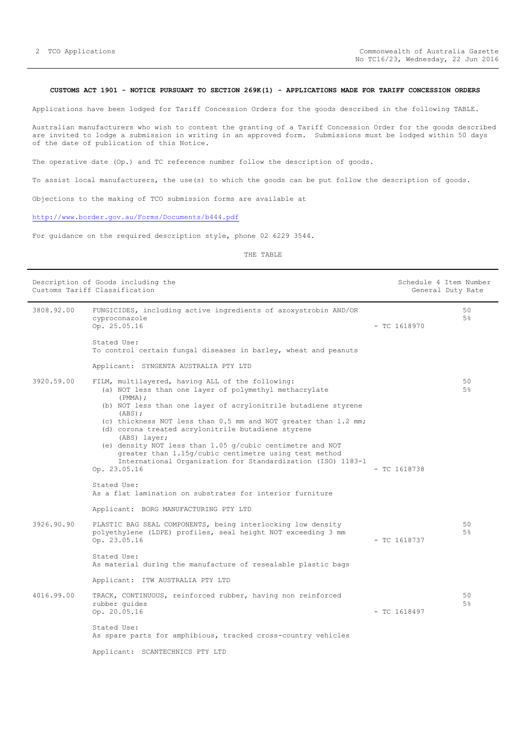**CUSTOMS ACT 1901 - NOTICE PURSUANT TO SECTION 269K(1) - APPLICATIONS MADE FOR TARIFF CONCESSION ORDERS**

Applications have been lodged for Tariff Concession Orders for the goods described in the following TABLE.

Australian manufacturers who wish to contest the granting of a Tariff Concession Order for the goods described are invited to lodge a submission in writing in an approved form. Submissions must be lodged within 50 days of the date of publication of this Notice.

The operative date (Op.) and TC reference number follow the description of goods.

To assist local manufacturers, the use(s) to which the goods can be put follow the description of goods.

Objections to the making of TCO submission forms are available at

http://www.border.gov.au/Forms/Documents/b444.pdf

For guidance on the required description style, phone 02 6229 3544.

THE TABLE

| Description of Goods including the Customs Tariff Classification | | | Schedule 4 Item Number General Duty Rate |
|---|---|---|---|
| 3808.92.00 | FUNGICIDES, including active ingredients of azoxystrobin AND/OR cyproconazole<br>Op. 25.05.16<br><br>Stated Use:<br>To control certain fungal diseases in barley, wheat and peanuts<br><br>Applicant: SYNGENTA AUSTRALIA PTY LTD | - TC 1618970 | 50<br>5% |
| 3920.59.00 | FILM, multilayered, having ALL of the following:<br>(a) NOT less than one layer of polymethyl methacrylate (PMMA);<br>(b) NOT less than one layer of acrylonitrile butadiene styrene (ABS);<br>(c) thickness NOT less than 0.5 mm and NOT greater than 1.2 mm;<br>(d) corona treated acrylonitrile butadiene styrene (ABS) layer;<br>(e) density NOT less than 1.05 g/cubic centimetre and NOT greater than 1.15g/cubic centimetre using test method International Organization for Standardization (ISO) 1183-1<br>Op. 23.05.16<br><br>Stated Use:<br>As a flat lamination on substrates for interior furniture<br><br>Applicant: BORG MANUFACTURING PTY LTD | - TC 1618738 | 50<br>5% |
| 3926.90.90 | PLASTIC BAG SEAL COMPONENTS, being interlocking low density polyethylene (LDPE) profiles, seal height NOT exceeding 3 mm<br>Op. 23.05.16<br><br>Stated Use:<br>As material during the manufacture of resealable plastic bags<br><br>Applicant: ITW AUSTRALIA PTY LTD | - TC 1618737 | 50<br>5% |
| 4016.99.00 | TRACK, CONTINUOUS, reinforced rubber, having non reinforced rubber guides<br>Op. 20.05.16<br><br>Stated Use:<br>As spare parts for amphibious, tracked cross-country vehicles<br><br>Applicant: SCANTECHNICS PTY LTD | - TC 1618497 | 50<br>5% |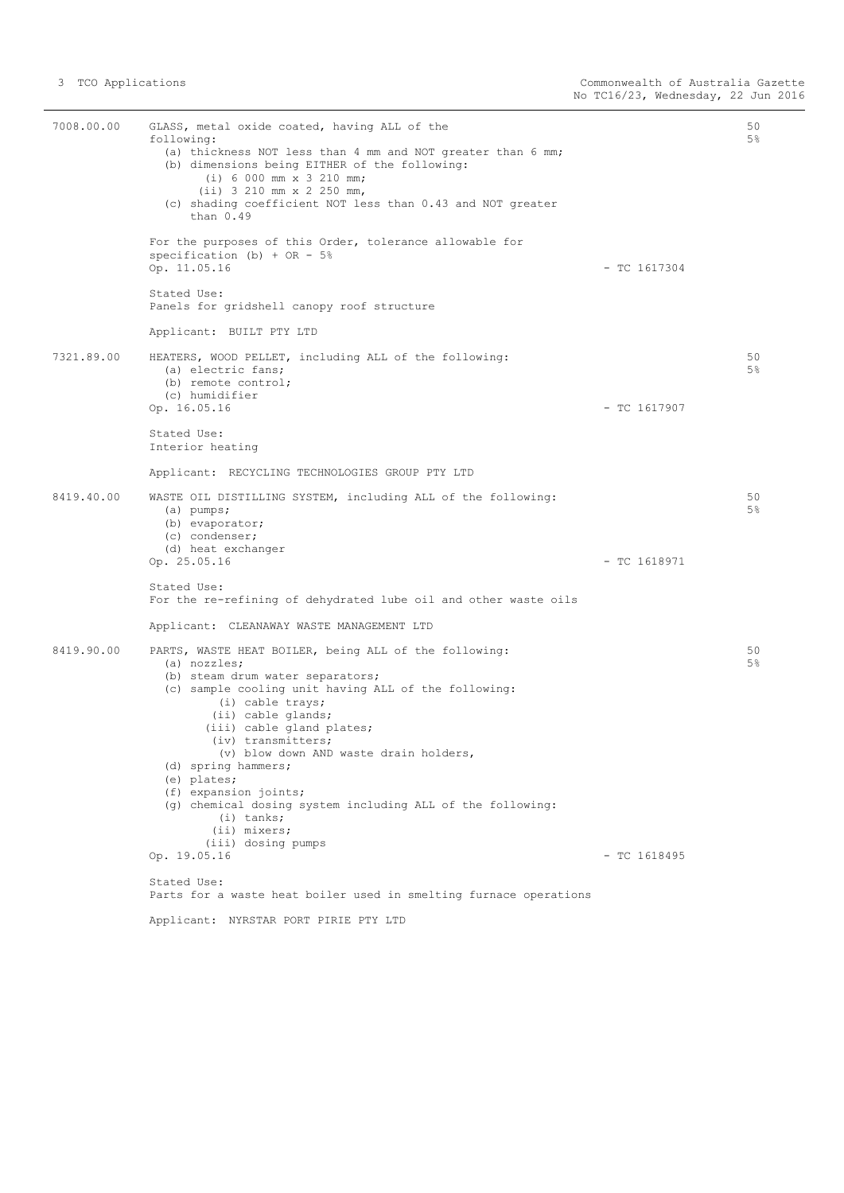| | | | |
|---|---|---|---|
| 7008.00.00 | GLASS, metal oxide coated, having ALL of the following:<br>(a) thickness NOT less than 4 mm and NOT greater than 6 mm;<br>(b) dimensions being EITHER of the following:<br>(i) 6 000 mm x 3 210 mm;<br>(ii) 3 210 mm x 2 250 mm,<br>(c) shading coefficient NOT less than 0.43 and NOT greater than 0.49<br><br>For the purposes of this Order, tolerance allowable for specification (b) + OR - 5%<br>Op. 11.05.16<br><br>Stated Use:<br>Panels for gridshell canopy roof structure<br><br>Applicant: BUILT PTY LTD | - TC 1617304 | 50<br>5% |
| 7321.89.00 | HEATERS, WOOD PELLET, including ALL of the following:<br>(a) electric fans;<br>(b) remote control;<br>(c) humidifier<br>Op. 16.05.16<br><br>Stated Use:<br>Interior heating<br><br>Applicant: RECYCLING TECHNOLOGIES GROUP PTY LTD | - TC 1617907 | 50<br>5% |
| 8419.40.00 | WASTE OIL DISTILLING SYSTEM, including ALL of the following:<br>(a) pumps;<br>(b) evaporator;<br>(c) condenser;<br>(d) heat exchanger<br>Op. 25.05.16<br><br>Stated Use:<br>For the re-refining of dehydrated lube oil and other waste oils<br><br>Applicant: CLEANAWAY WASTE MANAGEMENT LTD | - TC 1618971 | 50<br>5% |
| 8419.90.00 | PARTS, WASTE HEAT BOILER, being ALL of the following:<br>(a) nozzles;<br>(b) steam drum water separators;<br>(c) sample cooling unit having ALL of the following:<br>(i) cable trays;<br>(ii) cable glands;<br>(iii) cable gland plates;<br>(iv) transmitters;<br>(v) blow down AND waste drain holders,<br>(d) spring hammers;<br>(e) plates;<br>(f) expansion joints;<br>(g) chemical dosing system including ALL of the following:<br>(i) tanks;<br>(ii) mixers;<br>(iii) dosing pumps<br>Op. 19.05.16<br><br>Stated Use:<br>Parts for a waste heat boiler used in smelting furnace operations<br><br>Applicant: NYRSTAR PORT PIRIE PTY LTD | - TC 1618495 | 50<br>5% |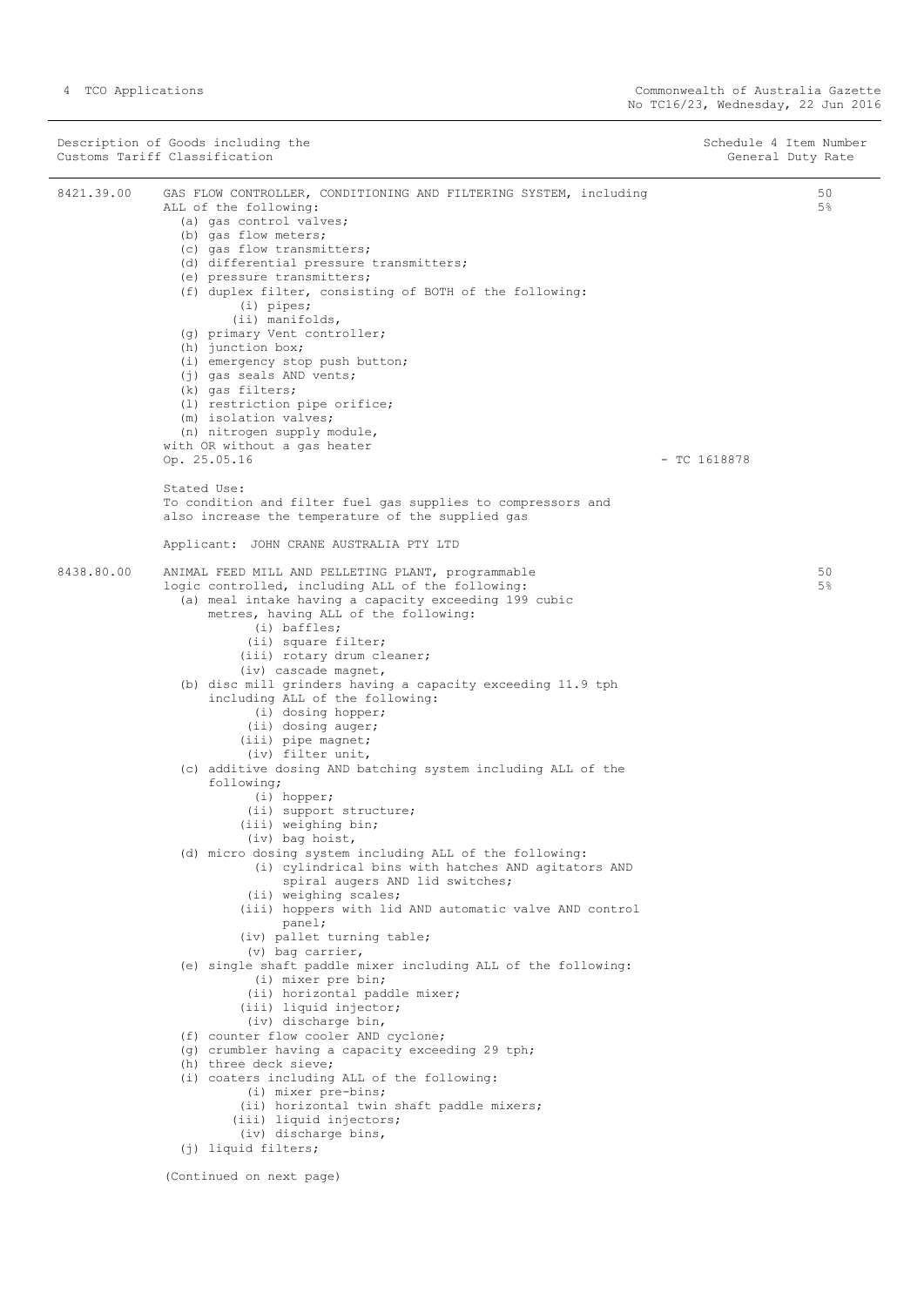| Description of Goods including the Customs Tariff Classification | | | Schedule 4 Item Number General Duty Rate |
|---|---|---|---|
| 8421.39.00 | GAS FLOW CONTROLLER, CONDITIONING AND FILTERING SYSTEM, including ALL of the following:<br>(a) gas control valves;<br>(b) gas flow meters;<br>(c) gas flow transmitters;<br>(d) differential pressure transmitters;<br>(e) pressure transmitters;<br>(f) duplex filter, consisting of BOTH of the following:<br>(i) pipes;<br>(ii) manifolds,<br>(g) primary Vent controller;<br>(h) junction box;<br>(i) emergency stop push button;<br>(j) gas seals AND vents;<br>(k) gas filters;<br>(l) restriction pipe orifice;<br>(m) isolation valves;<br>(n) nitrogen supply module,<br>with OR without a gas heater<br>Op. 25.05.16<br><br>Stated Use:<br>To condition and filter fuel gas supplies to compressors and also increase the temperature of the supplied gas<br><br>Applicant: JOHN CRANE AUSTRALIA PTY LTD | - TC 1618878 | 50<br>5% |
| 8438.80.00 | ANIMAL FEED MILL AND PELLETING PLANT, programmable logic controlled, including ALL of the following:<br>(a) meal intake having a capacity exceeding 199 cubic metres, having ALL of the following:<br>(i) baffles;<br>(ii) square filter;<br>(iii) rotary drum cleaner;<br>(iv) cascade magnet,<br>(b) disc mill grinders having a capacity exceeding 11.9 tph including ALL of the following:<br>(i) dosing hopper;<br>(ii) dosing auger;<br>(iii) pipe magnet;<br>(iv) filter unit,<br>(c) additive dosing AND batching system including ALL of the following;<br>(i) hopper;<br>(ii) support structure;<br>(iii) weighing bin;<br>(iv) bag hoist,<br>(d) micro dosing system including ALL of the following:<br>(i) cylindrical bins with hatches AND agitators AND spiral augers AND lid switches;<br>(ii) weighing scales;<br>(iii) hoppers with lid AND automatic valve AND control panel;<br>(iv) pallet turning table;<br>(v) bag carrier,<br>(e) single shaft paddle mixer including ALL of the following:<br>(i) mixer pre bin;<br>(ii) horizontal paddle mixer;<br>(iii) liquid injector;<br>(iv) discharge bin,<br>(f) counter flow cooler AND cyclone;<br>(g) crumbler having a capacity exceeding 29 tph;<br>(h) three deck sieve;<br>(i) coaters including ALL of the following:<br>(i) mixer pre-bins;<br>(ii) horizontal twin shaft paddle mixers;<br>(iii) liquid injectors;<br>(iv) discharge bins,<br>(j) liquid filters;<br><br>(Continued on next page) | | 50<br>5% |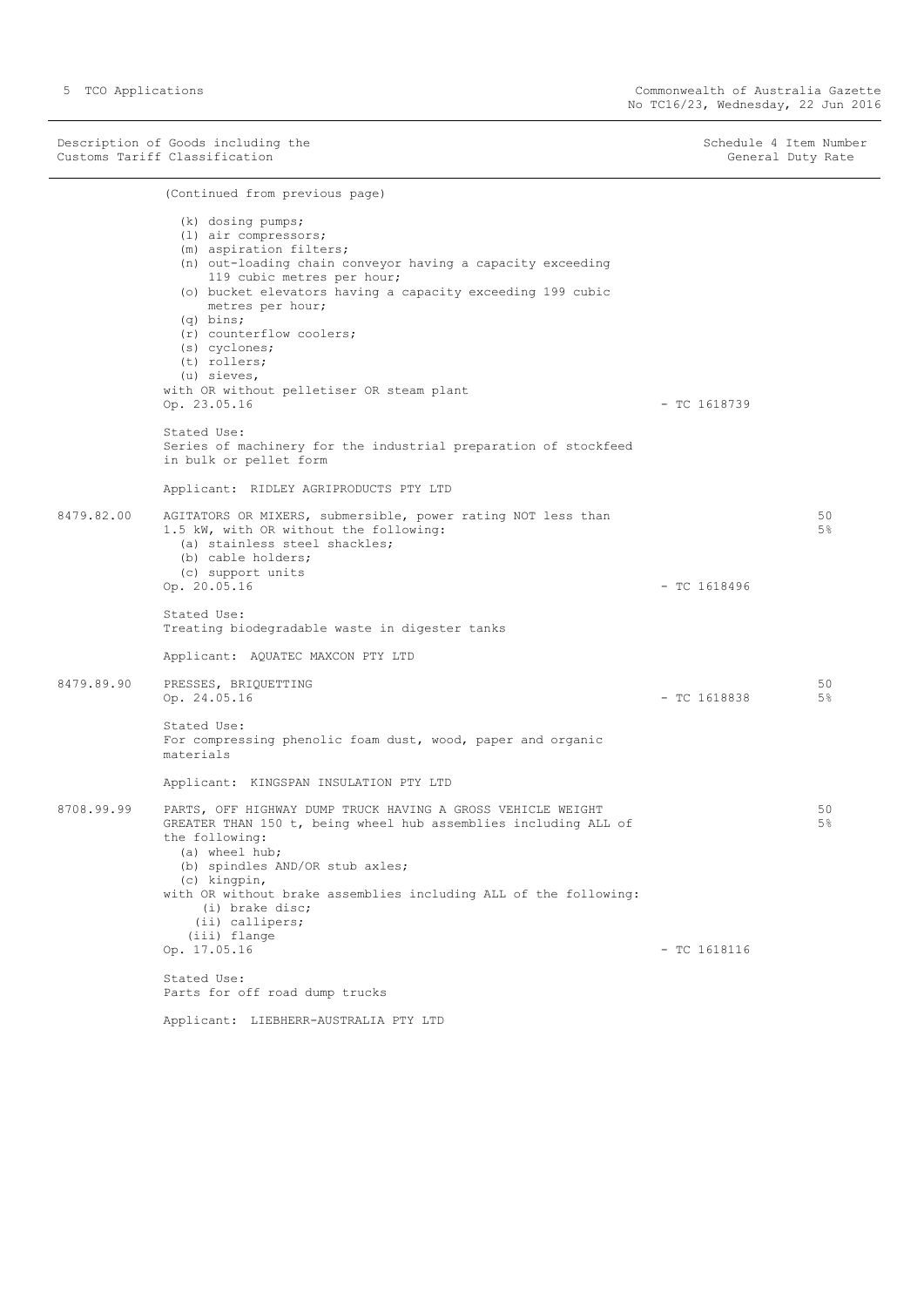| Description of Goods including the Customs Tariff Classification | | | Schedule 4 Item Number General Duty Rate |
|---|---|---|---|
| | (Continued from previous page)<br><br>(k) dosing pumps;<br>(l) air compressors;<br>(m) aspiration filters;<br>(n) out-loading chain conveyor having a capacity exceeding 119 cubic metres per hour;<br>(o) bucket elevators having a capacity exceeding 199 cubic metres per hour;<br>(q) bins;<br>(r) counterflow coolers;<br>(s) cyclones;<br>(t) rollers;<br>(u) sieves,<br>with OR without pelletiser OR steam plant<br>Op. 23.05.16 | - TC 1618739 | |
| | Stated Use:<br>Series of machinery for the industrial preparation of stockfeed in bulk or pellet form<br><br>Applicant: RIDLEY AGRIPRODUCTS PTY LTD | | |
| 8479.82.00 | AGITATORS OR MIXERS, submersible, power rating NOT less than 1.5 kW, with OR without the following:<br>(a) stainless steel shackles;<br>(b) cable holders;<br>(c) support units<br>Op. 20.05.16 | - TC 1618496 | 50<br>5% |
| | Stated Use:<br>Treating biodegradable waste in digester tanks<br><br>Applicant: AQUATEC MAXCON PTY LTD | | |
| 8479.89.90 | PRESSES, BRIQUETTING<br>Op. 24.05.16 | - TC 1618838 | 50<br>5% |
| | Stated Use:<br>For compressing phenolic foam dust, wood, paper and organic materials<br><br>Applicant: KINGSPAN INSULATION PTY LTD | | |
| 8708.99.99 | PARTS, OFF HIGHWAY DUMP TRUCK HAVING A GROSS VEHICLE WEIGHT GREATER THAN 150 t, being wheel hub assemblies including ALL of the following:<br>(a) wheel hub;<br>(b) spindles AND/OR stub axles;<br>(c) kingpin,<br>with OR without brake assemblies including ALL of the following:<br>(i) brake disc;<br>(ii) callipers;<br>(iii) flange<br>Op. 17.05.16 | - TC 1618116 | 50<br>5% |
| | Stated Use:<br>Parts for off road dump trucks<br><br>Applicant: LIEBHERR-AUSTRALIA PTY LTD | | |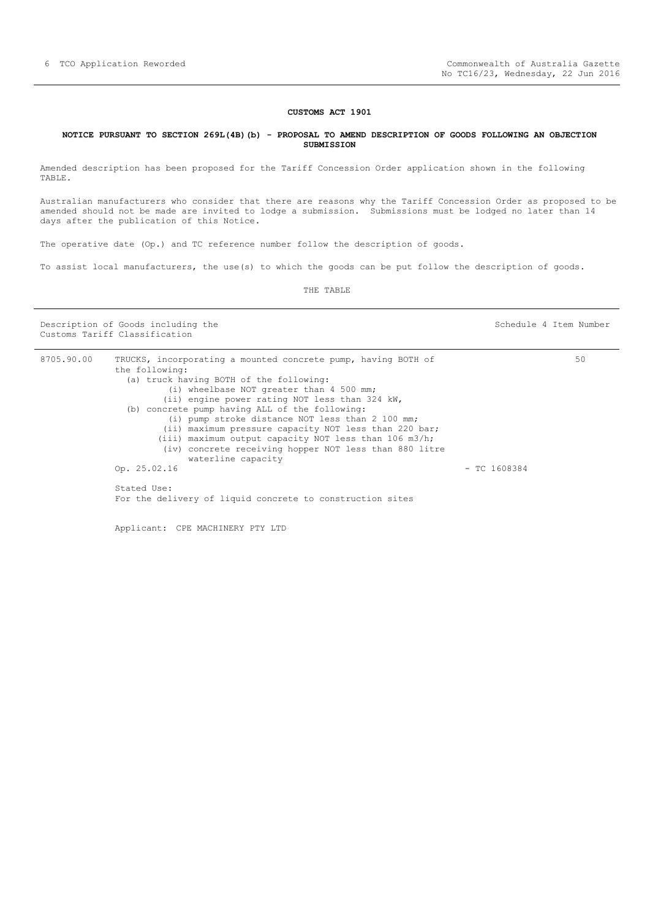## CUSTOMS ACT 1901

### NOTICE PURSUANT TO SECTION 269L(4B)(b) - PROPOSAL TO AMEND DESCRIPTION OF GOODS FOLLOWING AN OBJECTION SUBMISSION

Amended description has been proposed for the Tariff Concession Order application shown in the following TABLE.

Australian manufacturers who consider that there are reasons why the Tariff Concession Order as proposed to be amended should not be made are invited to lodge a submission. Submissions must be lodged no later than 14 days after the publication of this Notice.

The operative date (Op.) and TC reference number follow the description of goods.

To assist local manufacturers, the use(s) to which the goods can be put follow the description of goods.

THE TABLE

| Description of Goods including the Customs Tariff Classification | | Schedule 4 Item Number |
|---|---|---|
| 8705.90.00 | TRUCKS, incorporating a mounted concrete pump, having BOTH of the following:<br>(a) truck having BOTH of the following:<br>(i) wheelbase NOT greater than 4 500 mm;<br>(ii) engine power rating NOT less than 324 kW,<br>(b) concrete pump having ALL of the following:<br>(i) pump stroke distance NOT less than 2 100 mm;<br>(ii) maximum pressure capacity NOT less than 220 bar;<br>(iii) maximum output capacity NOT less than 106 m3/h;<br>(iv) concrete receiving hopper NOT less than 880 litre waterline capacity<br>Op. 25.02.16 - TC 1608384<br><br>Stated Use:<br>For the delivery of liquid concrete to construction sites<br><br>Applicant: CPE MACHINERY PTY LTD | 50 |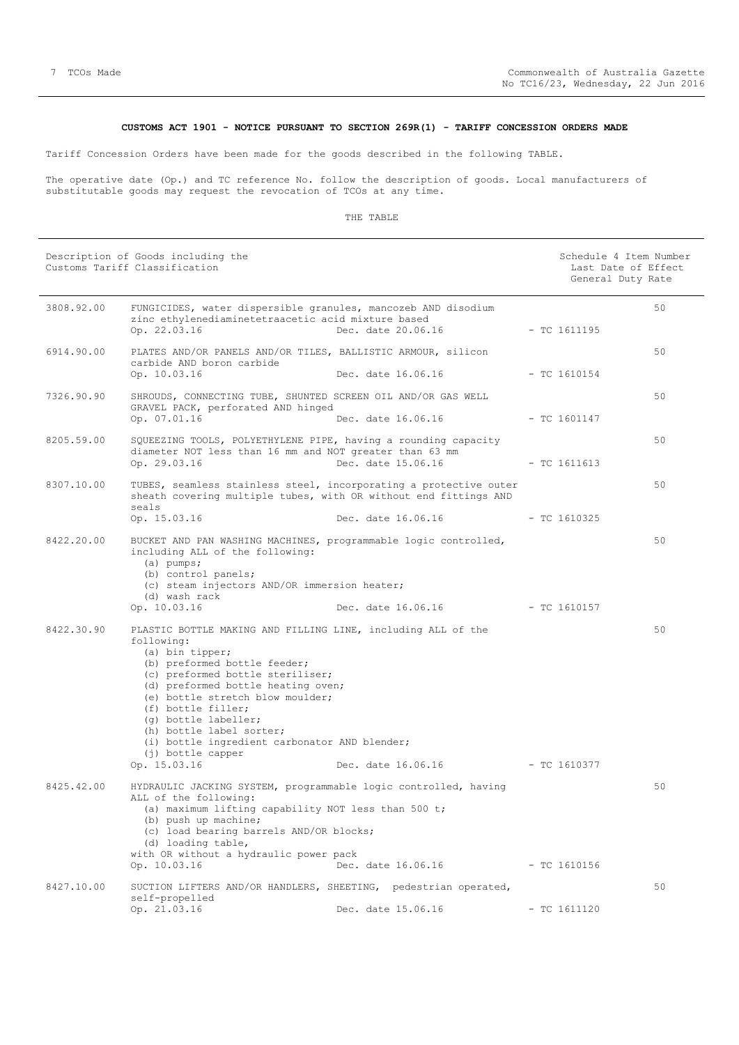**CUSTOMS ACT 1901 - NOTICE PURSUANT TO SECTION 269R(1) - TARIFF CONCESSION ORDERS MADE**

Tariff Concession Orders have been made for the goods described in the following TABLE.

The operative date (Op.) and TC reference No. follow the description of goods. Local manufacturers of substitutable goods may request the revocation of TCOs at any time.

THE TABLE

| Description of Goods including the Customs Tariff Classification | | Schedule 4 Item Number Last Date of Effect General Duty Rate |
|---|---|---|
| 3808.92.00 | FUNGICIDES, water dispersible granules, mancozeb AND disodium zinc ethylenediaminetetraacetic acid mixture based<br>Op. 22.03.16 Dec. date 20.06.16 - TC 1611195 | 50 |
| 6914.90.00 | PLATES AND/OR PANELS AND/OR TILES, BALLISTIC ARMOUR, silicon carbide AND boron carbide<br>Op. 10.03.16 Dec. date 16.06.16 - TC 1610154 | 50 |
| 7326.90.90 | SHROUDS, CONNECTING TUBE, SHUNTED SCREEN OIL AND/OR GAS WELL GRAVEL PACK, perforated AND hinged<br>Op. 07.01.16 Dec. date 16.06.16 - TC 1601147 | 50 |
| 8205.59.00 | SQUEEZING TOOLS, POLYETHYLENE PIPE, having a rounding capacity diameter NOT less than 16 mm and NOT greater than 63 mm<br>Op. 29.03.16 Dec. date 15.06.16 - TC 1611613 | 50 |
| 8307.10.00 | TUBES, seamless stainless steel, incorporating a protective outer sheath covering multiple tubes, with OR without end fittings AND seals<br>Op. 15.03.16 Dec. date 16.06.16 - TC 1610325 | 50 |
| 8422.20.00 | BUCKET AND PAN WASHING MACHINES, programmable logic controlled, including ALL of the following:<br>(a) pumps;<br>(b) control panels;<br>(c) steam injectors AND/OR immersion heater;<br>(d) wash rack<br>Op. 10.03.16 Dec. date 16.06.16 - TC 1610157 | 50 |
| 8422.30.90 | PLASTIC BOTTLE MAKING AND FILLING LINE, including ALL of the following:<br>(a) bin tipper;<br>(b) preformed bottle feeder;<br>(c) preformed bottle steriliser;<br>(d) preformed bottle heating oven;<br>(e) bottle stretch blow moulder;<br>(f) bottle filler;<br>(g) bottle labeller;<br>(h) bottle label sorter;<br>(i) bottle ingredient carbonator AND blender;<br>(j) bottle capper<br>Op. 15.03.16 Dec. date 16.06.16 - TC 1610377 | 50 |
| 8425.42.00 | HYDRAULIC JACKING SYSTEM, programmable logic controlled, having ALL of the following:<br>(a) maximum lifting capability NOT less than 500 t;<br>(b) push up machine;<br>(c) load bearing barrels AND/OR blocks;<br>(d) loading table,<br>with OR without a hydraulic power pack<br>Op. 10.03.16 Dec. date 16.06.16 - TC 1610156 | 50 |
| 8427.10.00 | SUCTION LIFTERS AND/OR HANDLERS, SHEETING, pedestrian operated, self-propelled<br>Op. 21.03.16 Dec. date 15.06.16 - TC 1611120 | 50 |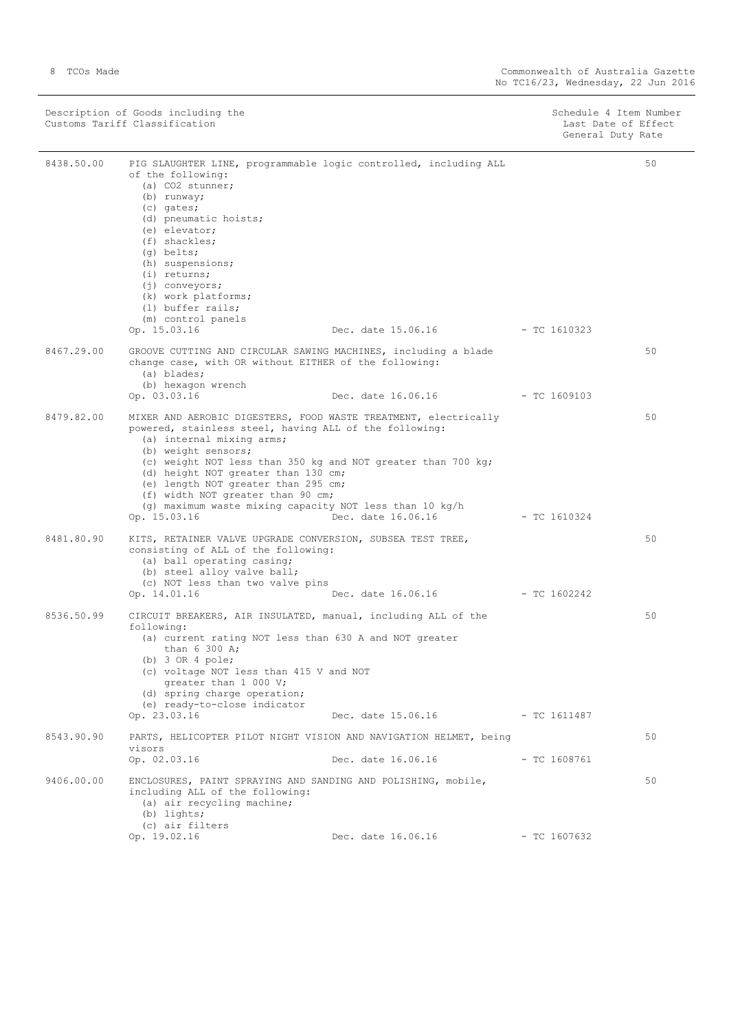| Description of Goods including the Customs Tariff Classification | | Schedule 4 Item Number<br>Last Date of Effect<br>General Duty Rate |
|---|---|---|
| 8438.50.00 | PIG SLAUGHTER LINE, programmable logic controlled, including ALL of the following:<br>(a) CO2 stunner;<br>(b) runway;<br>(c) gates;<br>(d) pneumatic hoists;<br>(e) elevator;<br>(f) shackles;<br>(g) belts;<br>(h) suspensions;<br>(i) returns;<br>(j) conveyors;<br>(k) work platforms;<br>(l) buffer rails;<br>(m) control panels<br>Op. 15.03.16 Dec. date 15.06.16 - TC 1610323 | 50 |
| 8467.29.00 | GROOVE CUTTING AND CIRCULAR SAWING MACHINES, including a blade change case, with OR without EITHER of the following:<br>(a) blades;<br>(b) hexagon wrench<br>Op. 03.03.16 Dec. date 16.06.16 - TC 1609103 | 50 |
| 8479.82.00 | MIXER AND AEROBIC DIGESTERS, FOOD WASTE TREATMENT, electrically powered, stainless steel, having ALL of the following:<br>(a) internal mixing arms;<br>(b) weight sensors;<br>(c) weight NOT less than 350 kg and NOT greater than 700 kg;<br>(d) height NOT greater than 130 cm;<br>(e) length NOT greater than 295 cm;<br>(f) width NOT greater than 90 cm;<br>(g) maximum waste mixing capacity NOT less than 10 kg/h<br>Op. 15.03.16 Dec. date 16.06.16 - TC 1610324 | 50 |
| 8481.80.90 | KITS, RETAINER VALVE UPGRADE CONVERSION, SUBSEA TEST TREE, consisting of ALL of the following:<br>(a) ball operating casing;<br>(b) steel alloy valve ball;<br>(c) NOT less than two valve pins<br>Op. 14.01.16 Dec. date 16.06.16 - TC 1602242 | 50 |
| 8536.50.99 | CIRCUIT BREAKERS, AIR INSULATED, manual, including ALL of the following:<br>(a) current rating NOT less than 630 A and NOT greater than 6 300 A;<br>(b) 3 OR 4 pole;<br>(c) voltage NOT less than 415 V and NOT greater than 1 000 V;<br>(d) spring charge operation;<br>(e) ready-to-close indicator<br>Op. 23.03.16 Dec. date 15.06.16 - TC 1611487 | 50 |
| 8543.90.90 | PARTS, HELICOPTER PILOT NIGHT VISION AND NAVIGATION HELMET, being visors<br>Op. 02.03.16 Dec. date 16.06.16 - TC 1608761 | 50 |
| 9406.00.00 | ENCLOSURES, PAINT SPRAYING AND SANDING AND POLISHING, mobile, including ALL of the following:<br>(a) air recycling machine;<br>(b) lights;<br>(c) air filters<br>Op. 19.02.16 Dec. date 16.06.16 - TC 1607632 | 50 |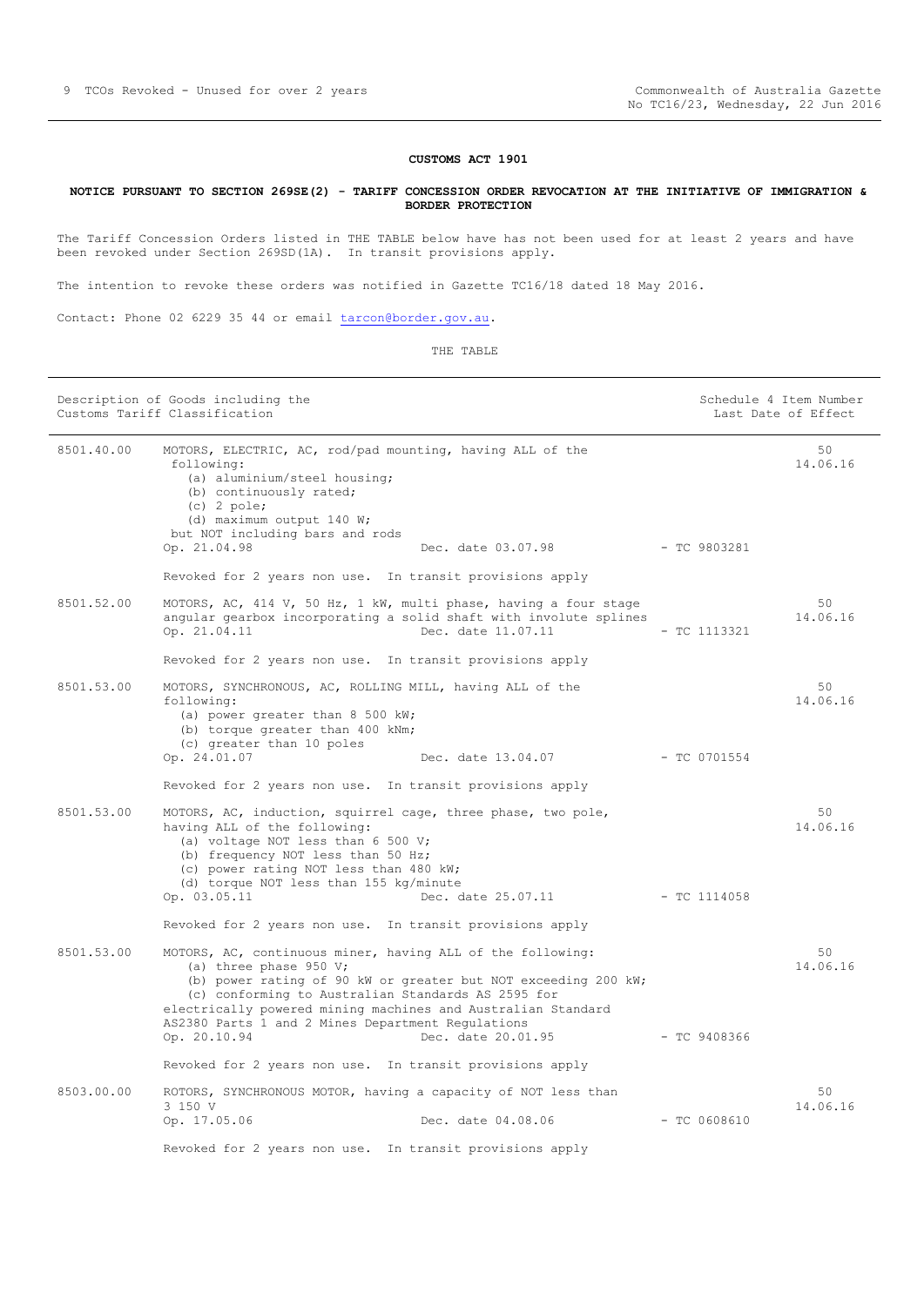**CUSTOMS ACT 1901**

**NOTICE PURSUANT TO SECTION 269SE(2) - TARIFF CONCESSION ORDER REVOCATION AT THE INITIATIVE OF IMMIGRATION & BORDER PROTECTION**

The Tariff Concession Orders listed in THE TABLE below have has not been used for at least 2 years and have been revoked under Section 269SD(1A). In transit provisions apply.

The intention to revoke these orders was notified in Gazette TC16/18 dated 18 May 2016.

Contact: Phone 02 6229 35 44 or email tarcon@border.gov.au.

THE TABLE

| Description of Goods including the Customs Tariff Classification | | | | Schedule 4 Item Number Last Date of Effect |
|---|---|---|---|---|
| 8501.40.00 | MOTORS, ELECTRIC, AC, rod/pad mounting, having ALL of the following: (a) aluminium/steel housing; (b) continuously rated; (c) 2 pole; (d) maximum output 140 W; but NOT including bars and rods Op. 21.04.98 | Dec. date 03.07.98 | - TC 9803281 | 50 14.06.16 |
| | Revoked for 2 years non use. In transit provisions apply | | | |
| 8501.52.00 | MOTORS, AC, 414 V, 50 Hz, 1 kW, multi phase, having a four stage angular gearbox incorporating a solid shaft with involute splines Op. 21.04.11 | Dec. date 11.07.11 | - TC 1113321 | 50 14.06.16 |
| | Revoked for 2 years non use. In transit provisions apply | | | |
| 8501.53.00 | MOTORS, SYNCHRONOUS, AC, ROLLING MILL, having ALL of the following: (a) power greater than 8 500 kW; (b) torque greater than 400 kNm; (c) greater than 10 poles Op. 24.01.07 | Dec. date 13.04.07 | - TC 0701554 | 50 14.06.16 |
| | Revoked for 2 years non use. In transit provisions apply | | | |
| 8501.53.00 | MOTORS, AC, induction, squirrel cage, three phase, two pole, having ALL of the following: (a) voltage NOT less than 6 500 V; (b) frequency NOT less than 50 Hz; (c) power rating NOT less than 480 kW; (d) torque NOT less than 155 kg/minute Op. 03.05.11 | Dec. date 25.07.11 | - TC 1114058 | 50 14.06.16 |
| | Revoked for 2 years non use. In transit provisions apply | | | |
| 8501.53.00 | MOTORS, AC, continuous miner, having ALL of the following: (a) three phase 950 V; (b) power rating of 90 kW or greater but NOT exceeding 200 kW; (c) conforming to Australian Standards AS 2595 for electrically powered mining machines and Australian Standard AS2380 Parts 1 and 2 Mines Department Regulations Op. 20.10.94 | Dec. date 20.01.95 | - TC 9408366 | 50 14.06.16 |
| | Revoked for 2 years non use. In transit provisions apply | | | |
| 8503.00.00 | ROTORS, SYNCHRONOUS MOTOR, having a capacity of NOT less than 3 150 V Op. 17.05.06 | Dec. date 04.08.06 | - TC 0608610 | 50 14.06.16 |
| | Revoked for 2 years non use. In transit provisions apply | | | |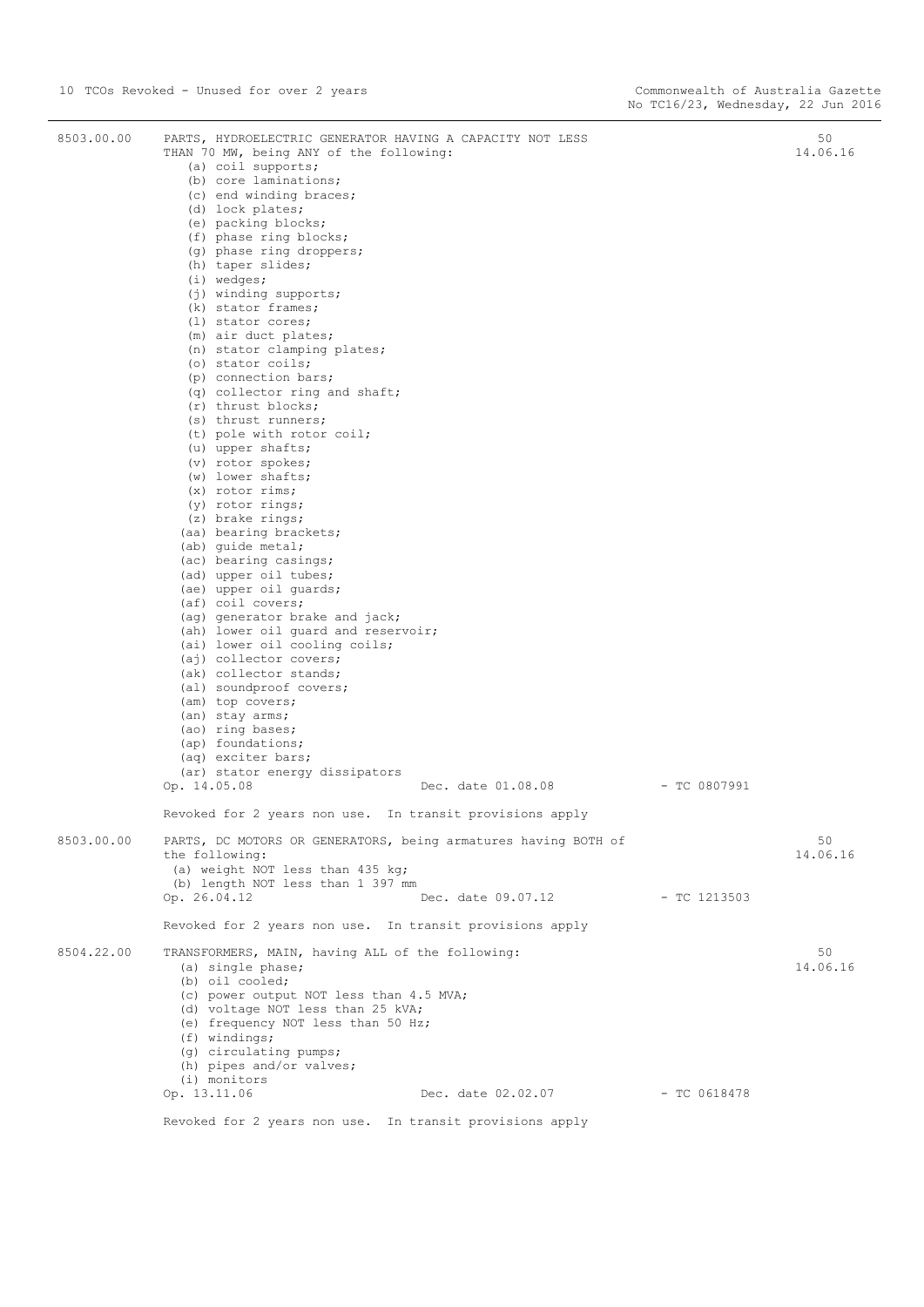| | | | |
|---|---|---|---|
| 8503.00.00 | PARTS, HYDROELECTRIC GENERATOR HAVING A CAPACITY NOT LESS THAN 70 MW, being ANY of the following:<br>(a) coil supports;<br>(b) core laminations;<br>(c) end winding braces;<br>(d) lock plates;<br>(e) packing blocks;<br>(f) phase ring blocks;<br>(g) phase ring droppers;<br>(h) taper slides;<br>(i) wedges;<br>(j) winding supports;<br>(k) stator frames;<br>(l) stator cores;<br>(m) air duct plates;<br>(n) stator clamping plates;<br>(o) stator coils;<br>(p) connection bars;<br>(q) collector ring and shaft;<br>(r) thrust blocks;<br>(s) thrust runners;<br>(t) pole with rotor coil;<br>(u) upper shafts;<br>(v) rotor spokes;<br>(w) lower shafts;<br>(x) rotor rims;<br>(y) rotor rings;<br>(z) brake rings;<br>(aa) bearing brackets;<br>(ab) guide metal;<br>(ac) bearing casings;<br>(ad) upper oil tubes;<br>(ae) upper oil guards;<br>(af) coil covers;<br>(ag) generator brake and jack;<br>(ah) lower oil guard and reservoir;<br>(ai) lower oil cooling coils;<br>(aj) collector covers;<br>(ak) collector stands;<br>(al) soundproof covers;<br>(am) top covers;<br>(an) stay arms;<br>(ao) ring bases;<br>(ap) foundations;<br>(aq) exciter bars;<br>(ar) stator energy dissipators<br>Op. 14.05.08 Dec. date 01.08.08 - TC 0807991<br><br>Revoked for 2 years non use. In transit provisions apply | | 50<br>14.06.16 |
| 8503.00.00 | PARTS, DC MOTORS OR GENERATORS, being armatures having BOTH of the following:<br>(a) weight NOT less than 435 kg;<br>(b) length NOT less than 1 397 mm<br>Op. 26.04.12 Dec. date 09.07.12 - TC 1213503<br><br>Revoked for 2 years non use. In transit provisions apply | | 50<br>14.06.16 |
| 8504.22.00 | TRANSFORMERS, MAIN, having ALL of the following:<br>(a) single phase;<br>(b) oil cooled;<br>(c) power output NOT less than 4.5 MVA;<br>(d) voltage NOT less than 25 kVA;<br>(e) frequency NOT less than 50 Hz;<br>(f) windings;<br>(g) circulating pumps;<br>(h) pipes and/or valves;<br>(i) monitors<br>Op. 13.11.06 Dec. date 02.02.07 - TC 0618478<br><br>Revoked for 2 years non use. In transit provisions apply | | 50<br>14.06.16 |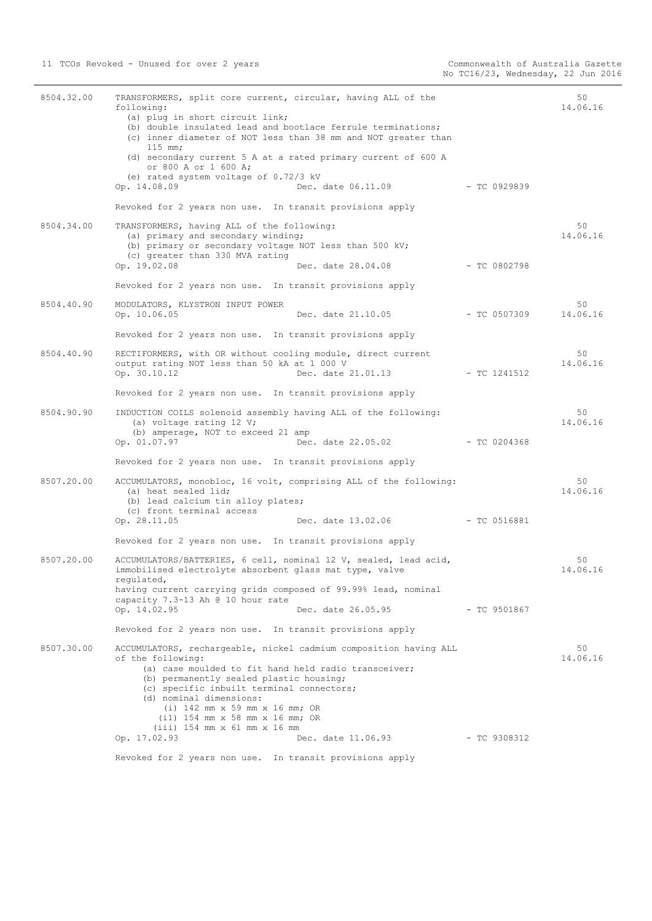| | | |
|---|---|---|
| 8504.32.00 | TRANSFORMERS, split core current, circular, having ALL of the following:<br>(a) plug in short circuit link;<br>(b) double insulated lead and bootlace ferrule terminations;<br>(c) inner diameter of NOT less than 38 mm and NOT greater than 115 mm;<br>(d) secondary current 5 A at a rated primary current of 600 A or 800 A or 1 600 A;<br>(e) rated system voltage of 0.72/3 kV<br>Op. 14.08.09 Dec. date 06.11.09 - TC 0929839<br><br>Revoked for 2 years non use. In transit provisions apply | 50<br>14.06.16 |
| 8504.34.00 | TRANSFORMERS, having ALL of the following:<br>(a) primary and secondary winding;<br>(b) primary or secondary voltage NOT less than 500 kV;<br>(c) greater than 330 MVA rating<br>Op. 19.02.08 Dec. date 28.04.08 - TC 0802798<br><br>Revoked for 2 years non use. In transit provisions apply | 50<br>14.06.16 |
| 8504.40.90 | MODULATORS, KLYSTRON INPUT POWER<br>Op. 10.06.05 Dec. date 21.10.05 - TC 0507309<br><br>Revoked for 2 years non use. In transit provisions apply | 50<br>14.06.16 |
| 8504.40.90 | RECTIFORMERS, with OR without cooling module, direct current output rating NOT less than 50 kA at 1 000 V<br>Op. 30.10.12 Dec. date 21.01.13 - TC 1241512<br><br>Revoked for 2 years non use. In transit provisions apply | 50<br>14.06.16 |
| 8504.90.90 | INDUCTION COILS solenoid assembly having ALL of the following:<br>(a) voltage rating 12 V;<br>(b) amperage, NOT to exceed 21 amp<br>Op. 01.07.97 Dec. date 22.05.02 - TC 0204368<br><br>Revoked for 2 years non use. In transit provisions apply | 50<br>14.06.16 |
| 8507.20.00 | ACCUMULATORS, monobloc, 16 volt, comprising ALL of the following:<br>(a) heat sealed lid;<br>(b) lead calcium tin alloy plates;<br>(c) front terminal access<br>Op. 28.11.05 Dec. date 13.02.06 - TC 0516881<br><br>Revoked for 2 years non use. In transit provisions apply | 50<br>14.06.16 |
| 8507.20.00 | ACCUMULATORS/BATTERIES, 6 cell, nominal 12 V, sealed, lead acid, immobilised electrolyte absorbent glass mat type, valve regulated,<br>having current carrying grids composed of 99.99% lead, nominal capacity 7.3-13 Ah @ 10 hour rate<br>Op. 14.02.95 Dec. date 26.05.95 - TC 9501867<br><br>Revoked for 2 years non use. In transit provisions apply | 50<br>14.06.16 |
| 8507.30.00 | ACCUMULATORS, rechargeable, nickel cadmium composition having ALL of the following:<br>(a) case moulded to fit hand held radio transceiver;<br>(b) permanently sealed plastic housing;<br>(c) specific inbuilt terminal connectors;<br>(d) nominal dimensions:<br>(i) 142 mm x 59 mm x 16 mm; OR<br>(ii) 154 mm x 58 mm x 16 mm; OR<br>(iii) 154 mm x 61 mm x 16 mm<br>Op. 17.02.93 Dec. date 11.06.93 - TC 9308312<br><br>Revoked for 2 years non use. In transit provisions apply | 50<br>14.06.16 |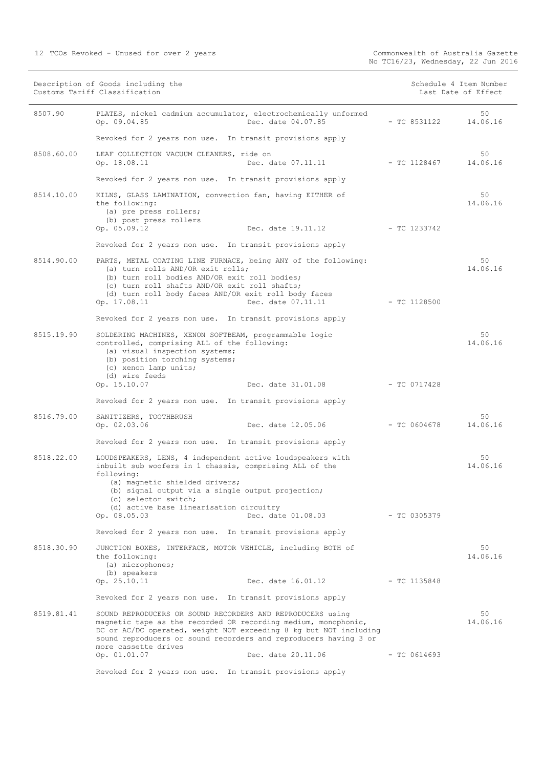| Description of Goods including the Customs Tariff Classification | | | | Schedule 4 Item Number Last Date of Effect |
|---|---|---|---|---|
| 8507.90 | PLATES, nickel cadmium accumulator, electrochemically unformed<br>Op. 09.04.85 | Dec. date 04.07.85 | - TC 8531122 | 50<br>14.06.16 |
| | Revoked for 2 years non use. In transit provisions apply | | | |
| 8508.60.00 | LEAF COLLECTION VACUUM CLEANERS, ride on<br>Op. 18.08.11 | Dec. date 07.11.11 | - TC 1128467 | 50<br>14.06.16 |
| | Revoked for 2 years non use. In transit provisions apply | | | |
| 8514.10.00 | KILNS, GLASS LAMINATION, convection fan, having EITHER of the following:<br>(a) pre press rollers;<br>(b) post press rollers<br>Op. 05.09.12 | Dec. date 19.11.12 | - TC 1233742 | 50<br>14.06.16 |
| | Revoked for 2 years non use. In transit provisions apply | | | |
| 8514.90.00 | PARTS, METAL COATING LINE FURNACE, being ANY of the following:<br>(a) turn rolls AND/OR exit rolls;<br>(b) turn roll bodies AND/OR exit roll bodies;<br>(c) turn roll shafts AND/OR exit roll shafts;<br>(d) turn roll body faces AND/OR exit roll body faces<br>Op. 17.08.11 | Dec. date 07.11.11 | - TC 1128500 | 50<br>14.06.16 |
| | Revoked for 2 years non use. In transit provisions apply | | | |
| 8515.19.90 | SOLDERING MACHINES, XENON SOFTBEAM, programmable logic controlled, comprising ALL of the following:<br>(a) visual inspection systems;<br>(b) position torching systems;<br>(c) xenon lamp units;<br>(d) wire feeds<br>Op. 15.10.07 | Dec. date 31.01.08 | - TC 0717428 | 50<br>14.06.16 |
| | Revoked for 2 years non use. In transit provisions apply | | | |
| 8516.79.00 | SANITIZERS, TOOTHBRUSH<br>Op. 02.03.06 | Dec. date 12.05.06 | - TC 0604678 | 50<br>14.06.16 |
| | Revoked for 2 years non use. In transit provisions apply | | | |
| 8518.22.00 | LOUDSPEAKERS, LENS, 4 independent active loudspeakers with inbuilt sub woofers in 1 chassis, comprising ALL of the following:<br>(a) magnetic shielded drivers;<br>(b) signal output via a single output projection;<br>(c) selector switch;<br>(d) active base linearisation circuitry<br>Op. 08.05.03 | Dec. date 01.08.03 | - TC 0305379 | 50<br>14.06.16 |
| | Revoked for 2 years non use. In transit provisions apply | | | |
| 8518.30.90 | JUNCTION BOXES, INTERFACE, MOTOR VEHICLE, including BOTH of the following:<br>(a) microphones;<br>(b) speakers<br>Op. 25.10.11 | Dec. date 16.01.12 | - TC 1135848 | 50<br>14.06.16 |
| | Revoked for 2 years non use. In transit provisions apply | | | |
| 8519.81.41 | SOUND REPRODUCERS OR SOUND RECORDERS AND REPRODUCERS using magnetic tape as the recorded OR recording medium, monophonic, DC or AC/DC operated, weight NOT exceeding 8 kg but NOT including sound reproducers or sound recorders and reproducers having 3 or more cassette drives<br>Op. 01.01.07 | Dec. date 20.11.06 | - TC 0614693 | 50<br>14.06.16 |
| | Revoked for 2 years non use. In transit provisions apply | | | |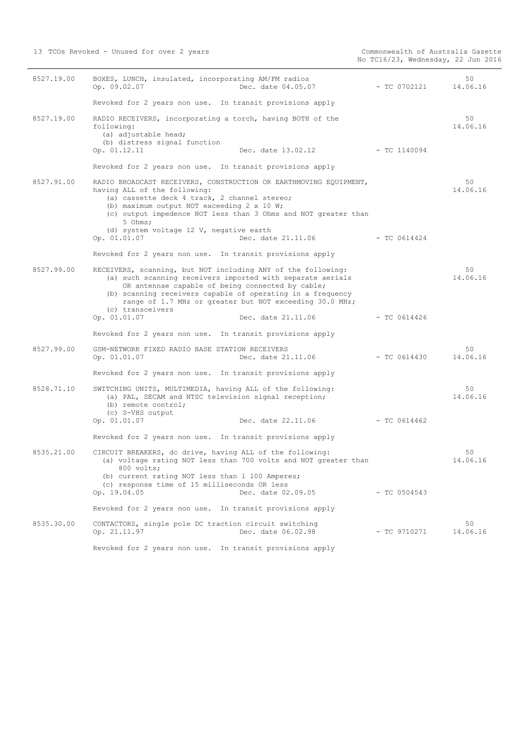| | | | |
|---|---|---|---|
| 8527.19.00 | BOXES, LUNCH, insulated, incorporating AM/FM radios<br>Op. 09.02.07 Dec. date 04.05.07 | - TC 0702121 | 50<br>14.06.16 |
| | Revoked for 2 years non use. In transit provisions apply | | |
| 8527.19.00 | RADIO RECEIVERS, incorporating a torch, having BOTH of the following:<br>(a) adjustable head;<br>(b) distress signal function<br>Op. 01.12.11 Dec. date 13.02.12 | - TC 1140094 | 50<br>14.06.16 |
| | Revoked for 2 years non use. In transit provisions apply | | |
| 8527.91.00 | RADIO BROADCAST RECEIVERS, CONSTRUCTION OR EARTHMOVING EQUIPMENT, having ALL of the following:<br>(a) cassette deck 4 track, 2 channel stereo;<br>(b) maximum output NOT exceeding 2 x 10 W;<br>(c) output impedence NOT less than 3 Ohms and NOT greater than 5 Ohms;<br>(d) system voltage 12 V, negative earth<br>Op. 01.01.07 Dec. date 21.11.06 | - TC 0614424 | 50<br>14.06.16 |
| | Revoked for 2 years non use. In transit provisions apply | | |
| 8527.99.00 | RECEIVERS, scanning, but NOT including ANY of the following:<br>(a) such scanning receivers imported with separate aerials OR antennae capable of being connected by cable;<br>(b) scanning receivers capable of operating in a frequency range of 1.7 MHz or greater but NOT exceeding 30.0 MHz;<br>(c) transceivers<br>Op. 01.01.07 Dec. date 21.11.06 | - TC 0614426 | 50<br>14.06.16 |
| | Revoked for 2 years non use. In transit provisions apply | | |
| 8527.99.00 | GSM-NETWORK FIXED RADIO BASE STATION RECEIVERS<br>Op. 01.01.07 Dec. date 21.11.06 | - TC 0614430 | 50<br>14.06.16 |
| | Revoked for 2 years non use. In transit provisions apply | | |
| 8528.71.10 | SWITCHING UNITS, MULTIMEDIA, having ALL of the following:<br>(a) PAL, SECAM and NTSC television signal reception;<br>(b) remote control;<br>(c) S-VHS output<br>Op. 01.01.07 Dec. date 22.11.06 | - TC 0614462 | 50<br>14.06.16 |
| | Revoked for 2 years non use. In transit provisions apply | | |
| 8535.21.00 | CIRCUIT BREAKERS, dc drive, having ALL of the following:<br>(a) voltage rating NOT less than 700 volts and NOT greater than 800 volts;<br>(b) current rating NOT less than 1 100 Amperes;<br>(c) response time of 15 milliseconds OR less<br>Op. 19.04.05 Dec. date 02.09.05 | - TC 0504543 | 50<br>14.06.16 |
| | Revoked for 2 years non use. In transit provisions apply | | |
| 8535.30.00 | CONTACTORS, single pole DC traction circuit switching<br>Op. 21.11.97 Dec. date 06.02.98 | - TC 9710271 | 50<br>14.06.16 |
| | Revoked for 2 years non use. In transit provisions apply | | |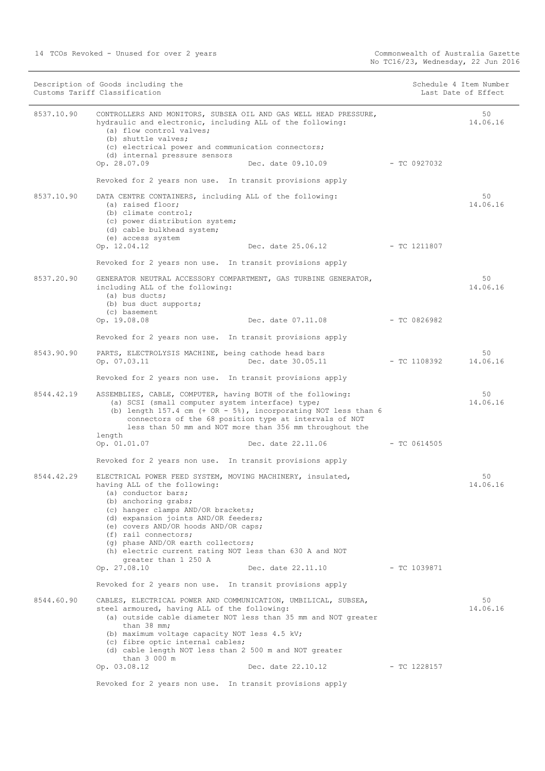| Description of Goods including the Customs Tariff Classification | | | Schedule 4 Item Number Last Date of Effect |
|---|---|---|---|
| 8537.10.90 | CONTROLLERS AND MONITORS, SUBSEA OIL AND GAS WELL HEAD PRESSURE, hydraulic and electronic, including ALL of the following:<br>(a) flow control valves;<br>(b) shuttle valves;<br>(c) electrical power and communication connectors;<br>(d) internal pressure sensors<br>Op. 28.07.09 Dec. date 09.10.09<br><br>Revoked for 2 years non use. In transit provisions apply | - TC 0927032 | 50<br>14.06.16 |
| 8537.10.90 | DATA CENTRE CONTAINERS, including ALL of the following:<br>(a) raised floor;<br>(b) climate control;<br>(c) power distribution system;<br>(d) cable bulkhead system;<br>(e) access system<br>Op. 12.04.12 Dec. date 25.06.12<br><br>Revoked for 2 years non use. In transit provisions apply | - TC 1211807 | 50<br>14.06.16 |
| 8537.20.90 | GENERATOR NEUTRAL ACCESSORY COMPARTMENT, GAS TURBINE GENERATOR, including ALL of the following:<br>(a) bus ducts;<br>(b) bus duct supports;<br>(c) basement<br>Op. 19.08.08 Dec. date 07.11.08<br><br>Revoked for 2 years non use. In transit provisions apply | - TC 0826982 | 50<br>14.06.16 |
| 8543.90.90 | PARTS, ELECTROLYSIS MACHINE, being cathode head bars<br>Op. 07.03.11 Dec. date 30.05.11<br><br>Revoked for 2 years non use. In transit provisions apply | - TC 1108392 | 50<br>14.06.16 |
| 8544.42.19 | ASSEMBLIES, CABLE, COMPUTER, having BOTH of the following:<br>(a) SCSI (small computer system interface) type;<br>(b) length 157.4 cm (+ OR - 5%), incorporating NOT less than 6 connectors of the 68 position type at intervals of NOT less than 50 mm and NOT more than 356 mm throughout the length<br>Op. 01.01.07 Dec. date 22.11.06<br><br>Revoked for 2 years non use. In transit provisions apply | - TC 0614505 | 50<br>14.06.16 |
| 8544.42.29 | ELECTRICAL POWER FEED SYSTEM, MOVING MACHINERY, insulated, having ALL of the following:<br>(a) conductor bars;<br>(b) anchoring grabs;<br>(c) hanger clamps AND/OR brackets;<br>(d) expansion joints AND/OR feeders;<br>(e) covers AND/OR hoods AND/OR caps;<br>(f) rail connectors;<br>(g) phase AND/OR earth collectors;<br>(h) electric current rating NOT less than 630 A and NOT greater than 1 250 A<br>Op. 27.08.10 Dec. date 22.11.10<br><br>Revoked for 2 years non use. In transit provisions apply | - TC 1039871 | 50<br>14.06.16 |
| 8544.60.90 | CABLES, ELECTRICAL POWER AND COMMUNICATION, UMBILICAL, SUBSEA, steel armoured, having ALL of the following:<br>(a) outside cable diameter NOT less than 35 mm and NOT greater than 38 mm;<br>(b) maximum voltage capacity NOT less 4.5 kV;<br>(c) fibre optic internal cables;<br>(d) cable length NOT less than 2 500 m and NOT greater than 3 000 m<br>Op. 03.08.12 Dec. date 22.10.12<br><br>Revoked for 2 years non use. In transit provisions apply | - TC 1228157 | 50<br>14.06.16 |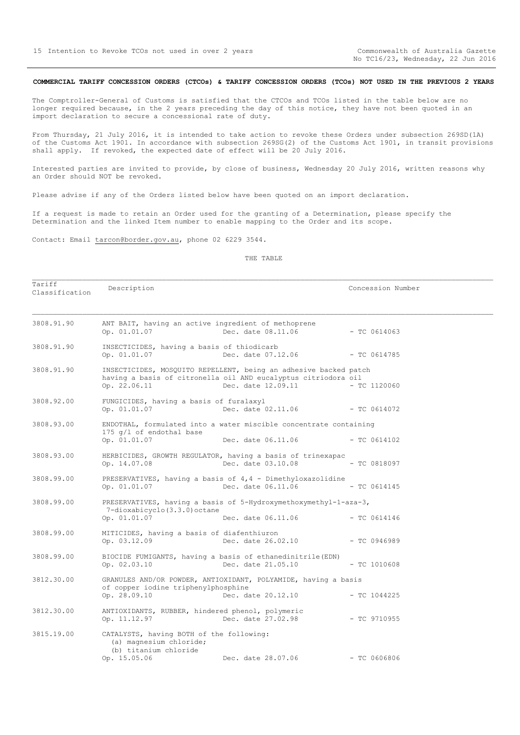## COMMERCIAL TARIFF CONCESSION ORDERS (CTCOs) & TARIFF CONCESSION ORDERS (TCOs) NOT USED IN THE PREVIOUS 2 YEARS

The Comptroller-General of Customs is satisfied that the CTCOs and TCOs listed in the table below are no longer required because, in the 2 years preceding the day of this notice, they have not been quoted in an import declaration to secure a concessional rate of duty.

From Thursday, 21 July 2016, it is intended to take action to revoke these Orders under subsection 269SD(1A) of the Customs Act 1901. In accordance with subsection 269SG(2) of the Customs Act 1901, in transit provisions shall apply. If revoked, the expected date of effect will be 20 July 2016.

Interested parties are invited to provide, by close of business, Wednesday 20 July 2016, written reasons why an Order should NOT be revoked.

Please advise if any of the Orders listed below have been quoted on an import declaration.

If a request is made to retain an Order used for the granting of a Determination, please specify the Determination and the linked Item number to enable mapping to the Order and its scope.

Contact: Email tarcon@border.gov.au, phone 02 6229 3544.

THE TABLE

| Tariff Classification | Description | | Concession Number |
|---|---|---|---|
| 3808.91.90 | ANT BAIT, having an active ingredient of methoprene<br>Op. 01.01.07 | Dec. date 08.11.06 | - TC 0614063 |
| 3808.91.90 | INSECTICIDES, having a basis of thiodicarb<br>Op. 01.01.07 | Dec. date 07.12.06 | - TC 0614785 |
| 3808.91.90 | INSECTICIDES, MOSQUITO REPELLENT, being an adhesive backed patch having a basis of citronella oil AND eucalyptus citriodora oil<br>Op. 22.06.11 | Dec. date 12.09.11 | - TC 1120060 |
| 3808.92.00 | FUNGICIDES, having a basis of furalaxyl<br>Op. 01.01.07 | Dec. date 02.11.06 | - TC 0614072 |
| 3808.93.00 | ENDOTHAL, formulated into a water miscible concentrate containing 175 g/l of endothal base<br>Op. 01.01.07 | Dec. date 06.11.06 | - TC 0614102 |
| 3808.93.00 | HERBICIDES, GROWTH REGULATOR, having a basis of trinexapac<br>Op. 14.07.08 | Dec. date 03.10.08 | - TC 0818097 |
| 3808.99.00 | PRESERVATIVES, having a basis of 4,4 - Dimethyloxazolidine<br>Op. 01.01.07 | Dec. date 06.11.06 | - TC 0614145 |
| 3808.99.00 | PRESERVATIVES, having a basis of 5-Hydroxymethoxymethyl-1-aza-3, 7-dioxabicyclo(3.3.0)octane<br>Op. 01.01.07 | Dec. date 06.11.06 | - TC 0614146 |
| 3808.99.00 | MITICIDES, having a basis of diafenthiuron<br>Op. 03.12.09 | Dec. date 26.02.10 | - TC 0946989 |
| 3808.99.00 | BIOCIDE FUMIGANTS, having a basis of ethanedinitrile(EDN)<br>Op. 02.03.10 | Dec. date 21.05.10 | - TC 1010608 |
| 3812.30.00 | GRANULES AND/OR POWDER, ANTIOXIDANT, POLYAMIDE, having a basis of copper iodine triphenylphosphine<br>Op. 28.09.10 | Dec. date 20.12.10 | - TC 1044225 |
| 3812.30.00 | ANTIOXIDANTS, RUBBER, hindered phenol, polymeric<br>Op. 11.12.97 | Dec. date 27.02.98 | - TC 9710955 |
| 3815.19.00 | CATALYSTS, having BOTH of the following:<br>(a) magnesium chloride;<br>(b) titanium chloride<br>Op. 15.05.06 | Dec. date 28.07.06 | - TC 0606806 |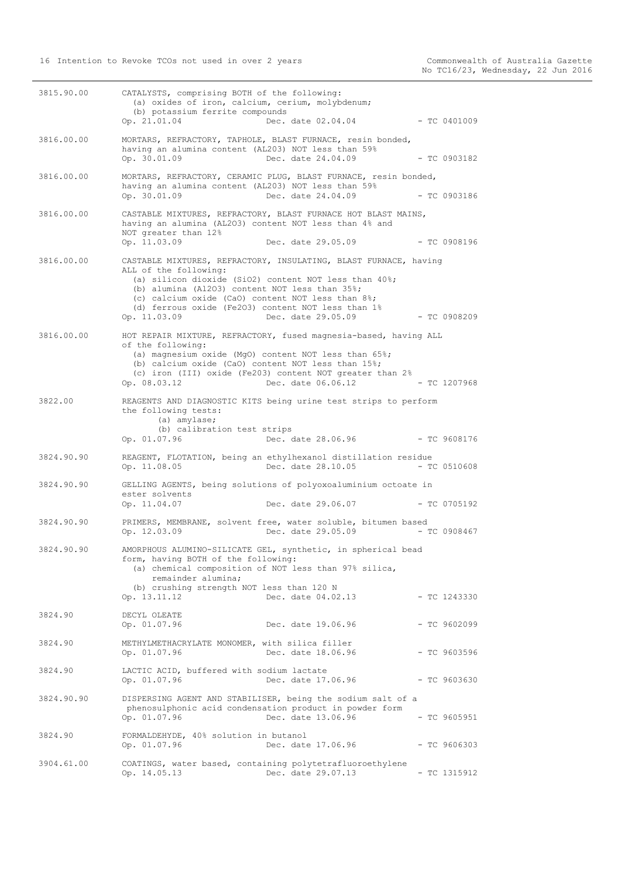3815.90.00 CATALYSTS, comprising BOTH of the following:
(a) oxides of iron, calcium, cerium, molybdenum;
(b) potassium ferrite compounds
Op. 21.01.04 Dec. date 02.04.04 - TC 0401009

3816.00.00 MORTARS, REFRACTORY, TAPHOLE, BLAST FURNACE, resin bonded, having an alumina content (AL2O3) NOT less than 59%
Op. 30.01.09 Dec. date 24.04.09 - TC 0903182

3816.00.00 MORTARS, REFRACTORY, CERAMIC PLUG, BLAST FURNACE, resin bonded, having an alumina content (AL2O3) NOT less than 59%
Op. 30.01.09 Dec. date 24.04.09 - TC 0903186

3816.00.00 CASTABLE MIXTURES, REFRACTORY, BLAST FURNACE HOT BLAST MAINS, having an alumina (AL2O3) content NOT less than 4% and NOT greater than 12%
Op. 11.03.09 Dec. date 29.05.09 - TC 0908196

3816.00.00 CASTABLE MIXTURES, REFRACTORY, INSULATING, BLAST FURNACE, having ALL of the following:
(a) silicon dioxide (SiO2) content NOT less than 40%;
(b) alumina (Al2O3) content NOT less than 35%;
(c) calcium oxide (CaO) content NOT less than 8%;
(d) ferrous oxide (Fe2O3) content NOT less than 1%
Op. 11.03.09 Dec. date 29.05.09 - TC 0908209

3816.00.00 HOT REPAIR MIXTURE, REFRACTORY, fused magnesia-based, having ALL of the following:
(a) magnesium oxide (MgO) content NOT less than 65%;
(b) calcium oxide (CaO) content NOT less than 15%;
(c) iron (III) oxide (Fe2O3) content NOT greater than 2%
Op. 08.03.12 Dec. date 06.06.12 - TC 1207968

3822.00 REAGENTS AND DIAGNOSTIC KITS being urine test strips to perform the following tests:
(a) amylase;
(b) calibration test strips
Op. 01.07.96 Dec. date 28.06.96 - TC 9608176

3824.90.90 REAGENT, FLOTATION, being an ethylhexanol distillation residue
Op. 11.08.05 Dec. date 28.10.05 - TC 0510608

3824.90.90 GELLING AGENTS, being solutions of polyoxoaluminium octoate in ester solvents
Op. 11.04.07 Dec. date 29.06.07 - TC 0705192

3824.90.90 PRIMERS, MEMBRANE, solvent free, water soluble, bitumen based
Op. 12.03.09 Dec. date 29.05.09 - TC 0908467

3824.90.90 AMORPHOUS ALUMINO-SILICATE GEL, synthetic, in spherical bead form, having BOTH of the following:
(a) chemical composition of NOT less than 97% silica, remainder alumina;
(b) crushing strength NOT less than 120 N
Op. 13.11.12 Dec. date 04.02.13 - TC 1243330

3824.90 DECYL OLEATE
Op. 01.07.96 Dec. date 19.06.96 - TC 9602099

3824.90 METHYLMETHACRYLATE MONOMER, with silica filler
Op. 01.07.96 Dec. date 18.06.96 - TC 9603596

3824.90 LACTIC ACID, buffered with sodium lactate
Op. 01.07.96 Dec. date 17.06.96 - TC 9603630

3824.90.90 DISPERSING AGENT AND STABILISER, being the sodium salt of a phenosulphonic acid condensation product in powder form
Op. 01.07.96 Dec. date 13.06.96 - TC 9605951

3824.90 FORMALDEHYDE, 40% solution in butanol
Op. 01.07.96 Dec. date 17.06.96 - TC 9606303

3904.61.00 COATINGS, water based, containing polytetrafluoroethylene
Op. 14.05.13 Dec. date 29.07.13 - TC 1315912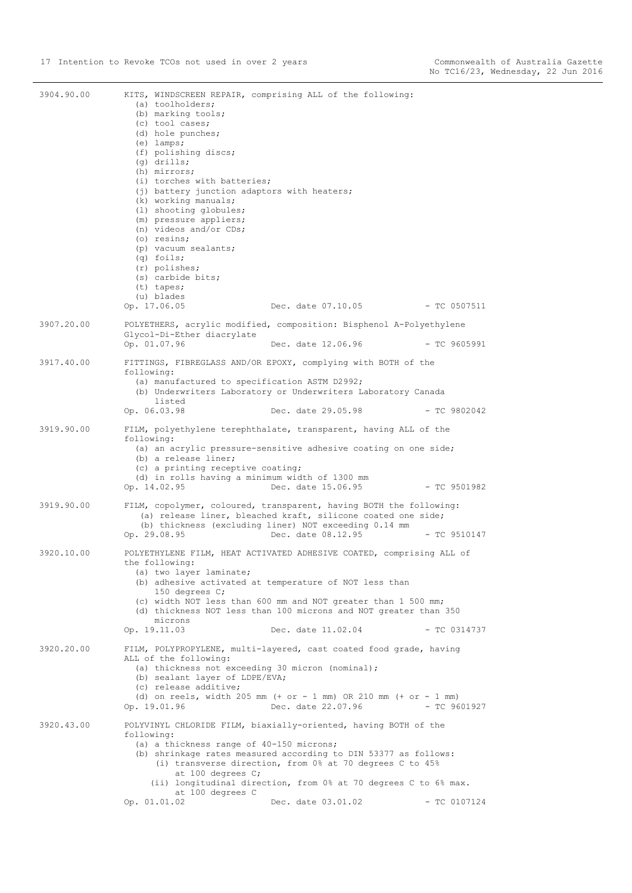3904.90.00 KITS, WINDSCREEN REPAIR, comprising ALL of the following:
- (a) toolholders;
- (b) marking tools;
- (c) tool cases;
- (d) hole punches;
- (e) lamps;
- (f) polishing discs;
- (g) drills;
- (h) mirrors;
- (i) torches with batteries;
- (j) battery junction adaptors with heaters;
- (k) working manuals;
- (l) shooting globules;
- (m) pressure appliers;
- (n) videos and/or CDs;
- (o) resins;
- (p) vacuum sealants;
- (q) foils;
- (r) polishes;
- (s) carbide bits;
- (t) tapes;
- (u) blades

Op. 17.06.05 Dec. date 07.10.05 - TC 0507511

3907.20.00 POLYETHERS, acrylic modified, composition: Bisphenol A-Polyethylene Glycol-Di-Ether diacrylate

Op. 01.07.96 Dec. date 12.06.96 - TC 9605991

3917.40.00 FITTINGS, FIBREGLASS AND/OR EPOXY, complying with BOTH of the following:
- (a) manufactured to specification ASTM D2992;
- (b) Underwriters Laboratory or Underwriters Laboratory Canada listed

Op. 06.03.98 Dec. date 29.05.98 - TC 9802042

3919.90.00 FILM, polyethylene terephthalate, transparent, having ALL of the following:
- (a) an acrylic pressure-sensitive adhesive coating on one side;
- (b) a release liner;
- (c) a printing receptive coating;
- (d) in rolls having a minimum width of 1300 mm

Op. 14.02.95 Dec. date 15.06.95 - TC 9501982

3919.90.00 FILM, copolymer, coloured, transparent, having BOTH the following:
- (a) release liner, bleached kraft, silicone coated one side;
- (b) thickness (excluding liner) NOT exceeding 0.14 mm

Op. 29.08.95 Dec. date 08.12.95 - TC 9510147

3920.10.00 POLYETHYLENE FILM, HEAT ACTIVATED ADHESIVE COATED, comprising ALL of the following:
- (a) two layer laminate;
- (b) adhesive activated at temperature of NOT less than 150 degrees C;
- (c) width NOT less than 600 mm and NOT greater than 1 500 mm;
- (d) thickness NOT less than 100 microns and NOT greater than 350 microns

Op. 19.11.03 Dec. date 11.02.04 - TC 0314737

3920.20.00 FILM, POLYPROPYLENE, multi-layered, cast coated food grade, having ALL of the following:
- (a) thickness not exceeding 30 micron (nominal);
- (b) sealant layer of LDPE/EVA;
- (c) release additive;
- (d) on reels, width 205 mm (+ or - 1 mm) OR 210 mm (+ or - 1 mm)

Op. 19.01.96 Dec. date 22.07.96 - TC 9601927

3920.43.00 POLYVINYL CHLORIDE FILM, biaxially-oriented, having BOTH of the following:
- (a) a thickness range of 40-150 microns;
- (b) shrinkage rates measured according to DIN 53377 as follows:
  - (i) transverse direction, from 0% at 70 degrees C to 45% at 100 degrees C;
  - (ii) longitudinal direction, from 0% at 70 degrees C to 6% max. at 100 degrees C

Op. 01.01.02 Dec. date 03.01.02 - TC 0107124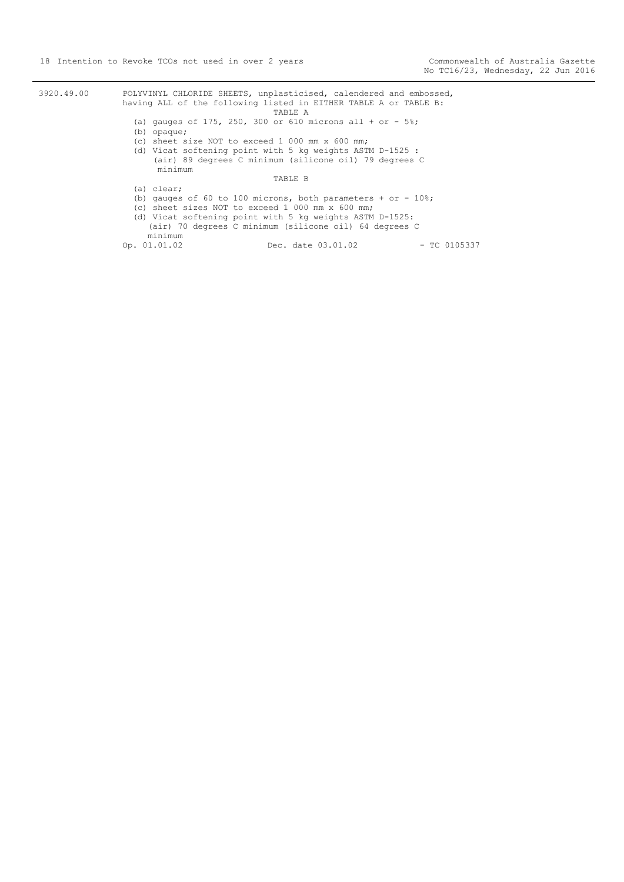3920.49.00 POLYVINYL CHLORIDE SHEETS, unplasticised, calendered and embossed, having ALL of the following listed in EITHER TABLE A or TABLE B:

TABLE A

(a) gauges of 175, 250, 300 or 610 microns all + or - 5%;
(b) opaque;
(c) sheet size NOT to exceed 1 000 mm x 600 mm;
(d) Vicat softening point with 5 kg weights ASTM D-1525 : (air) 89 degrees C minimum (silicone oil) 79 degrees C minimum

TABLE B

(a) clear;
(b) gauges of 60 to 100 microns, both parameters + or - 10%;
(c) sheet sizes NOT to exceed 1 000 mm x 600 mm;
(d) Vicat softening point with 5 kg weights ASTM D-1525: (air) 70 degrees C minimum (silicone oil) 64 degrees C minimum

Op. 01.01.02 Dec. date 03.01.02 - TC 0105337